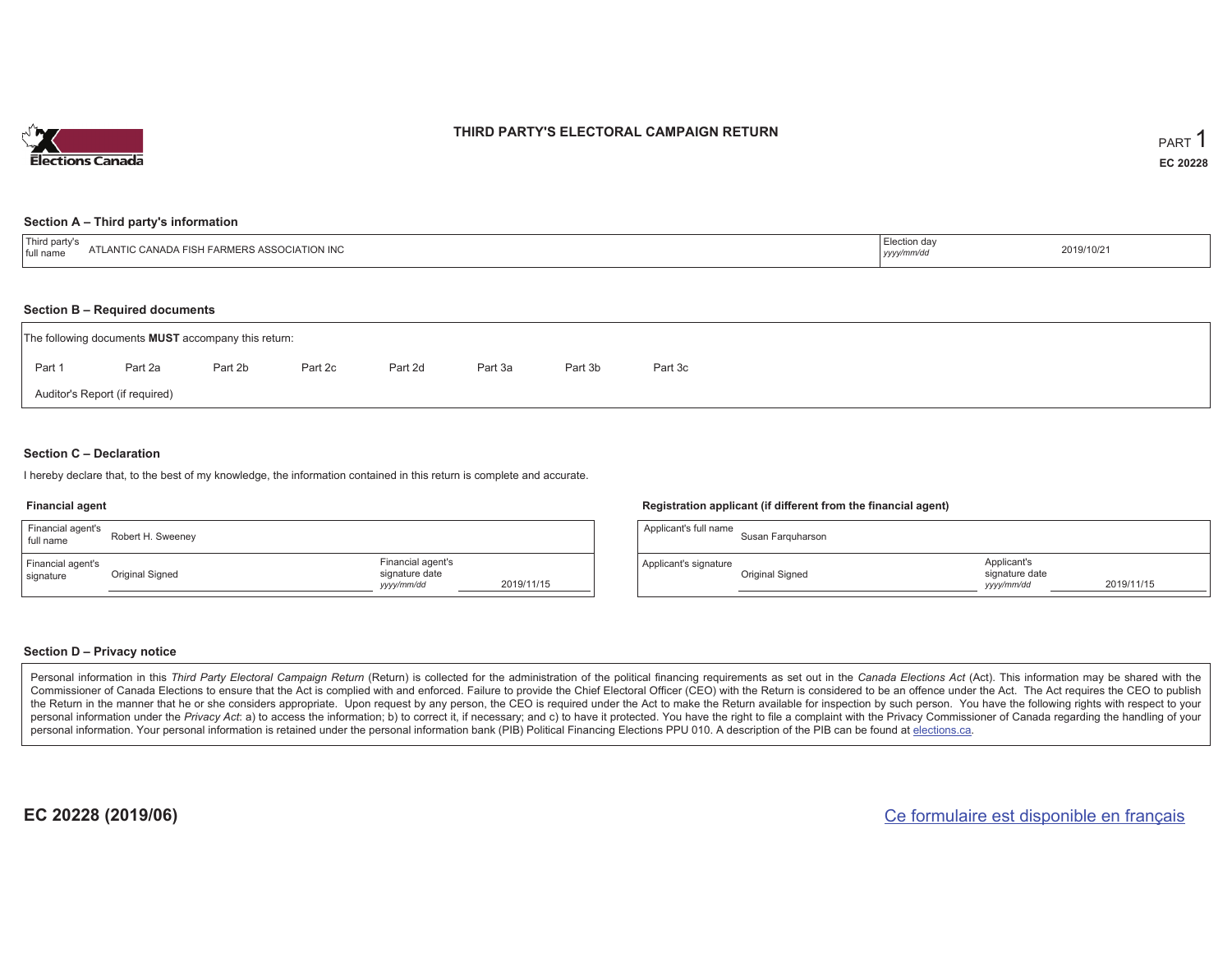Elections Canada

# THIRD PARTY'S ELECTORAL CAMPAIGN RETURN

PART 1

**EC 20228**

## Section A – Third party's information

| Third party's full name | ATLANTIC CANADA FISH FARMERS ASSOCIATION INC | Election day *yyyy/mm/dd* | 2019/10/21 |
|---|---|---|---|

## Section B – Required documents

The following documents **MUST** accompany this return:

Part 1 &nbsp;&nbsp; Part 2a &nbsp;&nbsp; Part 2b &nbsp;&nbsp; Part 2c &nbsp;&nbsp; Part 2d &nbsp;&nbsp; Part 3a &nbsp;&nbsp; Part 3b &nbsp;&nbsp; Part 3c

Auditor's Report (if required)

## Section C – Declaration

I hereby declare that, to the best of my knowledge, the information contained in this return is complete and accurate.

### Financial agent

| Financial agent's full name | Robert H. Sweeney | | |
|---|---|---|---|
| Financial agent's signature | Original Signed | Financial agent's signature date *yyyy/mm/dd* | 2019/11/15 |

### Registration applicant (if different from the financial agent)

| Applicant's full name | Susan Farquharson | | |
|---|---|---|---|
| Applicant's signature | Original Signed | Applicant's signature date *yyyy/mm/dd* | 2019/11/15 |

## Section D – Privacy notice

Personal information in this *Third Party Electoral Campaign Return* (Return) is collected for the administration of the political financing requirements as set out in the *Canada Elections Act* (Act). This information may be shared with the Commissioner of Canada Elections to ensure that the Act is complied with and enforced. Failure to provide the Chief Electoral Officer (CEO) with the Return is considered to be an offence under the Act. The Act requires the CEO to publish the Return in the manner that he or she considers appropriate. Upon request by any person, the CEO is required under the Act to make the Return available for inspection by such person. You have the following rights with respect to your personal information under the *Privacy Act*: a) to access the information; b) to correct it, if necessary; and c) to have it protected. You have the right to file a complaint with the Privacy Commissioner of Canada regarding the handling of your personal information. Your personal information is retained under the personal information bank (PIB) Political Financing Elections PPU 010. A description of the PIB can be found at elections.ca.

**EC 20228 (2019/06)**

Ce formulaire est disponible en français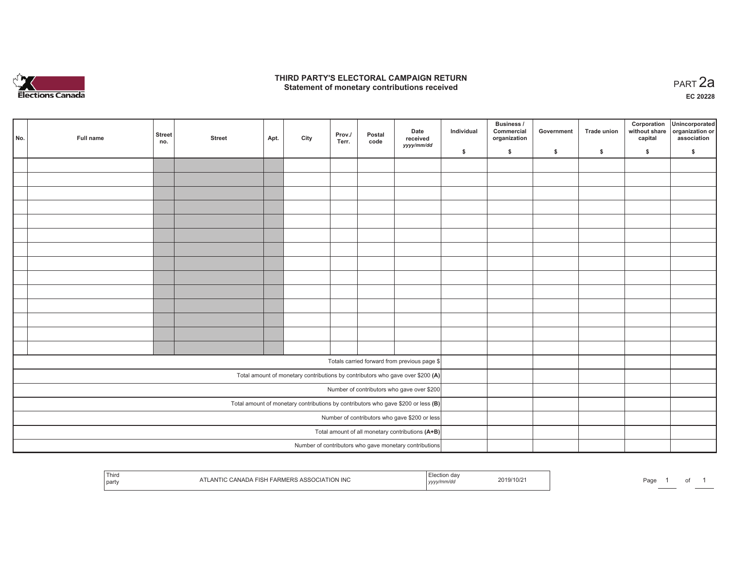# THIRD PARTY'S ELECTORAL CAMPAIGN RETURN
## Statement of monetary contributions received

PART 2a

EC 20228

| No. | Full name | Street no. | Street | Apt. | City | Prov./ Terr. | Postal code | Date received yyyy/mm/dd | Individual $ | Business / Commercial organization $ | Government $ | Trade union $ | Corporation without share capital $ | Unincorporated organization or association $ |
|---|---|---|---|---|---|---|---|---|---|---|---|---|---|---|
| | | | | | | | | | | | | | | |
| | | | | | | | | | | | | | | |
| | | | | | | | | | | | | | | |
| | | | | | | | | | | | | | | |
| | | | | | | | | | | | | | | |
| | | | | | | | | | | | | | | |
| | | | | | | | | | | | | | | |
| | | | | | | | | | | | | | | |
| | | | | | | | | | | | | | | |
| | | | | | | | | | | | | | | |
| | | | | | | | | | | | | | | |
| | | | | | | | | | | | | | | |
| | | | | | | | | | | | | | | |
| | | | | | | | | | | | | | | |
| Totals carried forward from previous page $ | | | | | | | | | | | | | | |
| Total amount of monetary contributions by contributors who gave over $200 **(A)** | | | | | | | | | | | | | | |
| Number of contributors who gave over $200 | | | | | | | | | | | | | | |
| Total amount of monetary contributions by contributors who gave $200 or less **(B)** | | | | | | | | | | | | | | |
| Number of contributors who gave $200 or less | | | | | | | | | | | | | | |
| Total amount of all monetary contributions **(A+B)** | | | | | | | | | | | | | | |
| Number of contributors who gave monetary contributions | | | | | | | | | | | | | | |

| Third party | ATLANTIC CANADA FISH FARMERS ASSOCIATION INC | Election day yyyy/mm/dd | 2019/10/21 |
|---|---|---|---|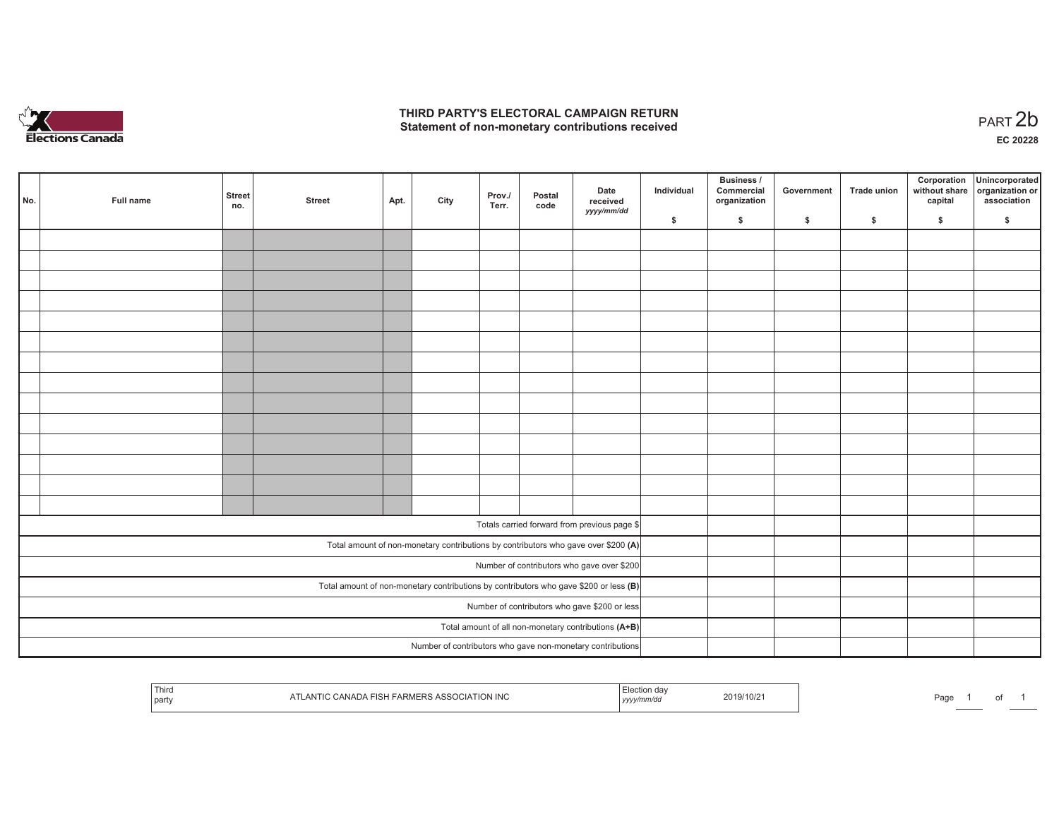Elections Canada

# THIRD PARTY'S ELECTORAL CAMPAIGN RETURN
## Statement of non-monetary contributions received

PART 2b

**EC 20228**

| No. | Full name | Street no. | Street | Apt. | City | Prov./ Terr. | Postal code | Date received yyyy/mm/dd | Individual $ | Business / Commercial organization $ | Government $ | Trade union $ | Corporation without share capital $ | Unincorporated organization or association $ |
|---|---|---|---|---|---|---|---|---|---|---|---|---|---|---|
| | | | | | | | | | | | | | | |
| | | | | | | | | | | | | | | |
| | | | | | | | | | | | | | | |
| | | | | | | | | | | | | | | |
| | | | | | | | | | | | | | | |
| | | | | | | | | | | | | | | |
| | | | | | | | | | | | | | | |
| | | | | | | | | | | | | | | |
| | | | | | | | | | | | | | | |
| | | | | | | | | | | | | | | |
| | | | | | | | | | | | | | | |
| | | | | | | | | | | | | | | |
| | | | | | | | | | | | | | | |
| | | | | | | | | | | | | | | |
| Totals carried forward from previous page $ | | | | | | | | | | | | | | |
| Total amount of non-monetary contributions by contributors who gave over $200 **(A)** | | | | | | | | | | | | | | |
| Number of contributors who gave over $200 | | | | | | | | | | | | | | |
| Total amount of non-monetary contributions by contributors who gave $200 or less **(B)** | | | | | | | | | | | | | | |
| Number of contributors who gave $200 or less | | | | | | | | | | | | | | |
| Total amount of all non-monetary contributions **(A+B)** | | | | | | | | | | | | | | |
| Number of contributors who gave non-monetary contributions | | | | | | | | | | | | | | |

| Third party | ATLANTIC CANADA FISH FARMERS ASSOCIATION INC | Election day yyyy/mm/dd | 2019/10/21 |
|---|---|---|---|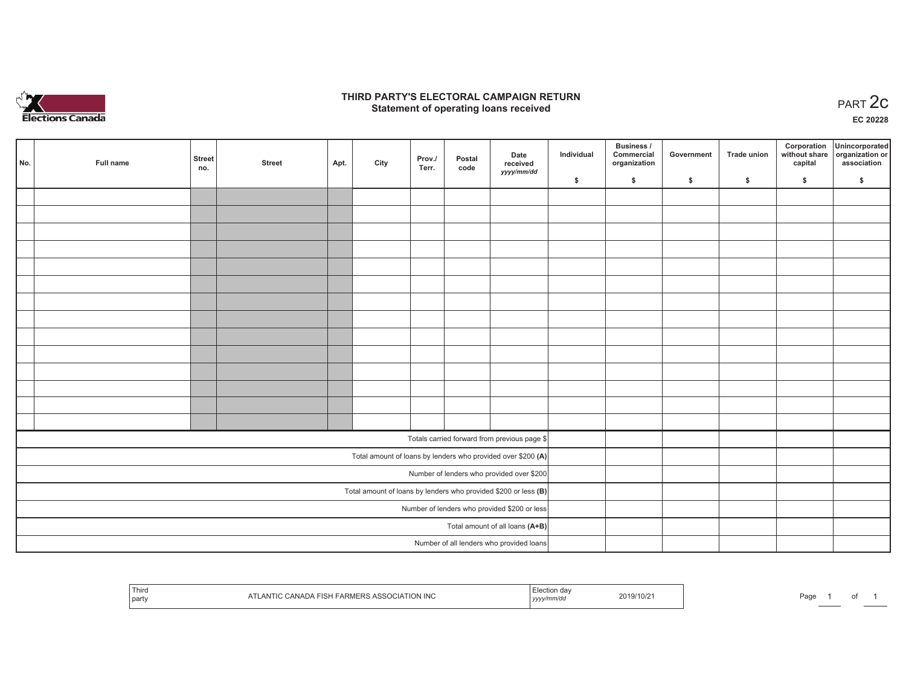# THIRD PARTY'S ELECTORAL CAMPAIGN RETURN
## Statement of operating loans received

PART 2c

EC 20228

| No. | Full name | Street no. | Street | Apt. | City | Prov./ Terr. | Postal code | Date received *yyyy/mm/dd* | Individual $ | Business / Commercial organization $ | Government $ | Trade union $ | Corporation without share capital $ | Unincorporated organization or association $ |
|---|---|---|---|---|---|---|---|---|---|---|---|---|---|---|
| | | | | | | | | | | | | | | |
| | | | | | | | | | | | | | | |
| | | | | | | | | | | | | | | |
| | | | | | | | | | | | | | | |
| | | | | | | | | | | | | | | |
| | | | | | | | | | | | | | | |
| | | | | | | | | | | | | | | |
| | | | | | | | | | | | | | | |
| | | | | | | | | | | | | | | |
| | | | | | | | | | | | | | | |
| | | | | | | | | | | | | | | |
| | | | | | | | | | | | | | | |
| | | | | | | | | | | | | | | |
| | | | | | | | | | | | | | | |
| Totals carried forward from previous page $ | | | | | | | | | | | | | | |
| Total amount of loans by lenders who provided over $200 **(A)** | | | | | | | | | | | | | | |
| Number of lenders who provided over $200 | | | | | | | | | | | | | | |
| Total amount of loans by lenders who provided $200 or less **(B)** | | | | | | | | | | | | | | |
| Number of lenders who provided $200 or less | | | | | | | | | | | | | | |
| Total amount of all loans **(A+B)** | | | | | | | | | | | | | | |
| Number of all lenders who provided loans | | | | | | | | | | | | | | |

| Third party | ATLANTIC CANADA FISH FARMERS ASSOCIATION INC | Election day *yyyy/mm/dd* | 2019/10/21 |
|---|---|---|---|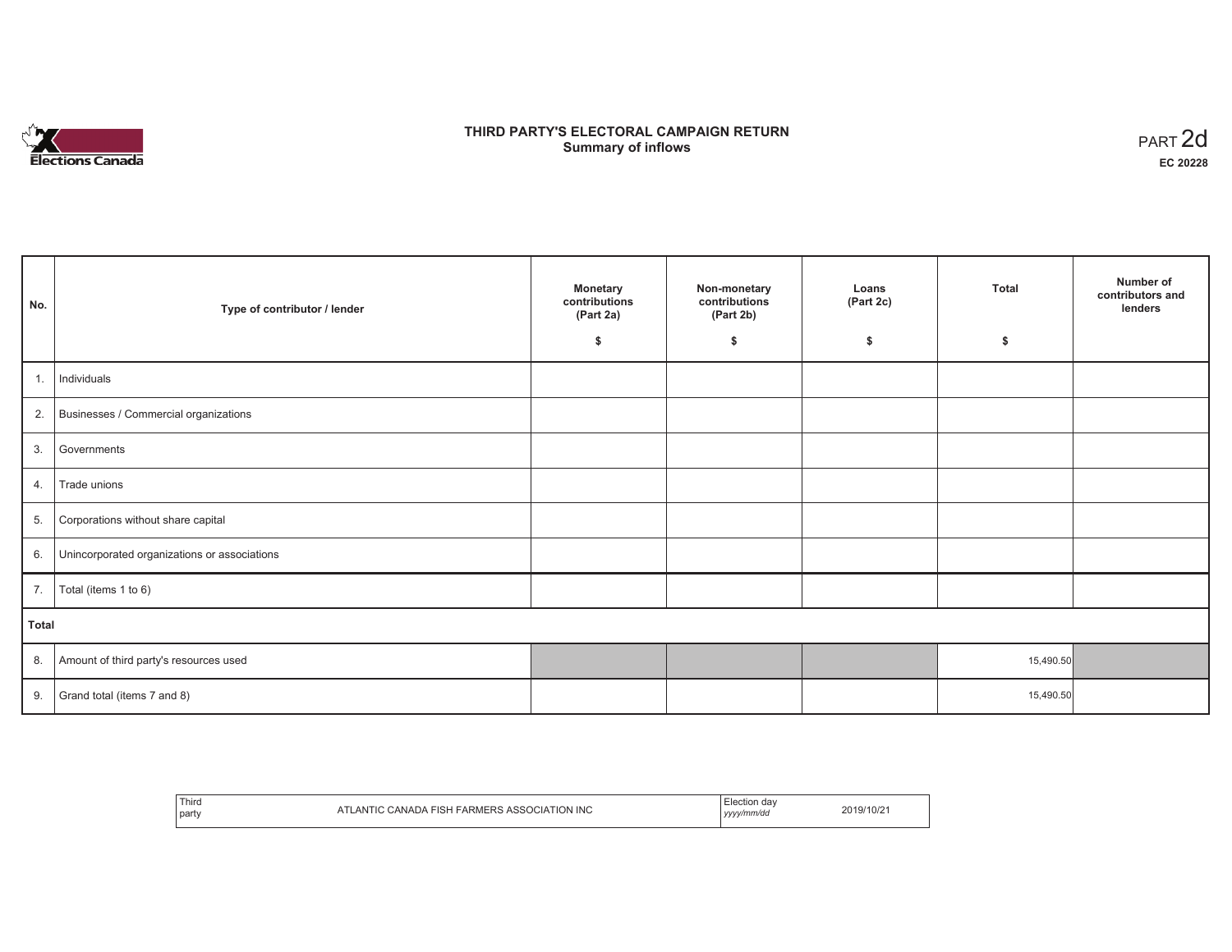# THIRD PARTY'S ELECTORAL CAMPAIGN RETURN
## Summary of inflows

PART 2d
**EC 20228**

| No. | Type of contributor / lender | Monetary contributions (Part 2a) $ | Non-monetary contributions (Part 2b) $ | Loans (Part 2c) $ | Total $ | Number of contributors and lenders |
|---|---|---|---|---|---|---|
| 1. | Individuals | | | | | |
| 2. | Businesses / Commercial organizations | | | | | |
| 3. | Governments | | | | | |
| 4. | Trade unions | | | | | |
| 5. | Corporations without share capital | | | | | |
| 6. | Unincorporated organizations or associations | | | | | |
| 7. | Total (items 1 to 6) | | | | | |
| **Total** | | | | | | |
| 8. | Amount of third party's resources used | | | | 15,490.50 | |
| 9. | Grand total (items 7 and 8) | | | | 15,490.50 | |

| Third party | ATLANTIC CANADA FISH FARMERS ASSOCIATION INC | Election day *yyyy/mm/dd* | 2019/10/21 |
|---|---|---|---|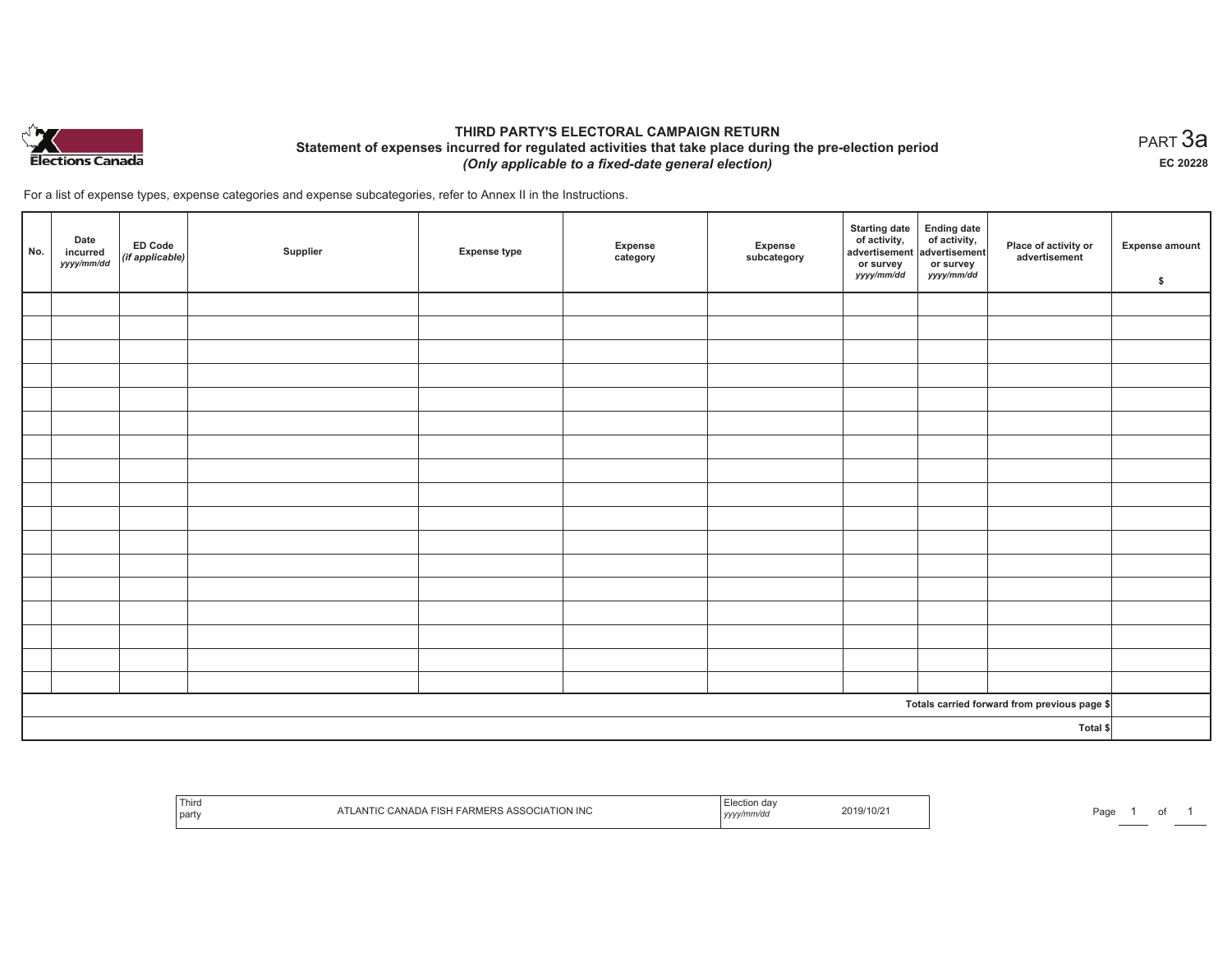# THIRD PARTY'S ELECTORAL CAMPAIGN RETURN

## Statement of expenses incurred for regulated activities that take place during the pre-election period

*(Only applicable to a fixed-date general election)*

PART 3a

EC 20228

For a list of expense types, expense categories and expense subcategories, refer to Annex II in the Instructions.

| No. | Date incurred *yyyy/mm/dd* | ED Code *(if applicable)* | Supplier | Expense type | Expense category | Expense subcategory | Starting date of activity, advertisement or survey *yyyy/mm/dd* | Ending date of activity, advertisement or survey *yyyy/mm/dd* | Place of activity or advertisement | Expense amount $ |
|---|---|---|---|---|---|---|---|---|---|---|
| | | | | | | | | | | |
| | | | | | | | | | | |
| | | | | | | | | | | |
| | | | | | | | | | | |
| | | | | | | | | | | |
| | | | | | | | | | | |
| | | | | | | | | | | |
| | | | | | | | | | | |
| | | | | | | | | | | |
| | | | | | | | | | | |
| | | | | | | | | | | |
| | | | | | | | | | | |
| | | | | | | | | | | |
| | | | | | | | | | | |
| | | | | | | | | | | |
| | | | | | | | | | | |
| | | | | | | | | | | |
| Totals carried forward from previous page $ | | | | | | | | | | |
| Total $ | | | | | | | | | | |

| Third party | ATLANTIC CANADA FISH FARMERS ASSOCIATION INC | Election day *yyyy/mm/dd* | 2019/10/21 |
|---|---|---|---|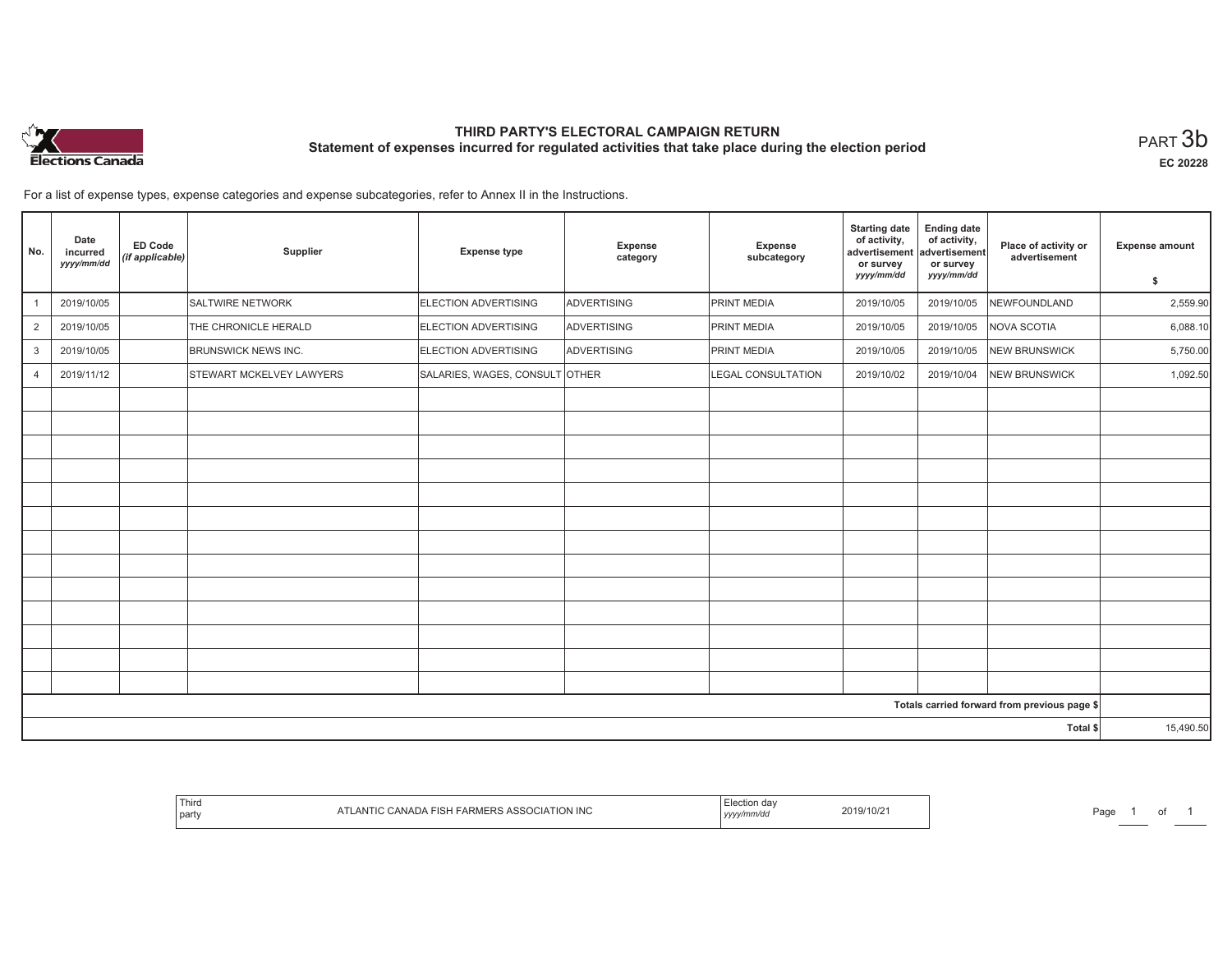# THIRD PARTY'S ELECTORAL CAMPAIGN RETURN

## Statement of expenses incurred for regulated activities that take place during the election period

PART 3b

EC 20228

For a list of expense types, expense categories and expense subcategories, refer to Annex II in the Instructions.

| No. | Date incurred *yyyy/mm/dd* | ED Code *(if applicable)* | Supplier | Expense type | Expense category | Expense subcategory | Starting date of activity, advertisement or survey *yyyy/mm/dd* | Ending date of activity, advertisement or survey *yyyy/mm/dd* | Place of activity or advertisement | Expense amount $ |
|---|---|---|---|---|---|---|---|---|---|---|
| 1 | 2019/10/05 | | SALTWIRE NETWORK | ELECTION ADVERTISING | ADVERTISING | PRINT MEDIA | 2019/10/05 | 2019/10/05 | NEWFOUNDLAND | 2,559.90 |
| 2 | 2019/10/05 | | THE CHRONICLE HERALD | ELECTION ADVERTISING | ADVERTISING | PRINT MEDIA | 2019/10/05 | 2019/10/05 | NOVA SCOTIA | 6,088.10 |
| 3 | 2019/10/05 | | BRUNSWICK NEWS INC. | ELECTION ADVERTISING | ADVERTISING | PRINT MEDIA | 2019/10/05 | 2019/10/05 | NEW BRUNSWICK | 5,750.00 |
| 4 | 2019/11/12 | | STEWART MCKELVEY LAWYERS | SALARIES, WAGES, CONSULT | OTHER | LEGAL CONSULTATION | 2019/10/02 | 2019/10/04 | NEW BRUNSWICK | 1,092.50 |
| | | | | | | | | | | |
| | | | | | | | | | | |
| | | | | | | | | | | |
| | | | | | | | | | | |
| | | | | | | | | | | |
| | | | | | | | | | | |
| | | | | | | | | | | |
| | | | | | | | | | | |
| | | | | | | | | | | |
| | | | | | | | | | | |
| | | | | | | | | | | |
| | | | | | | | | | | |
| | | | | | | | | | | |
| Totals carried forward from previous page $ | | | | | | | | | | |
| Total $ | | | | | | | | | | 15,490.50 |

| Third party | ATLANTIC CANADA FISH FARMERS ASSOCIATION INC | Election day *yyyy/mm/dd* | 2019/10/21 |
|---|---|---|---|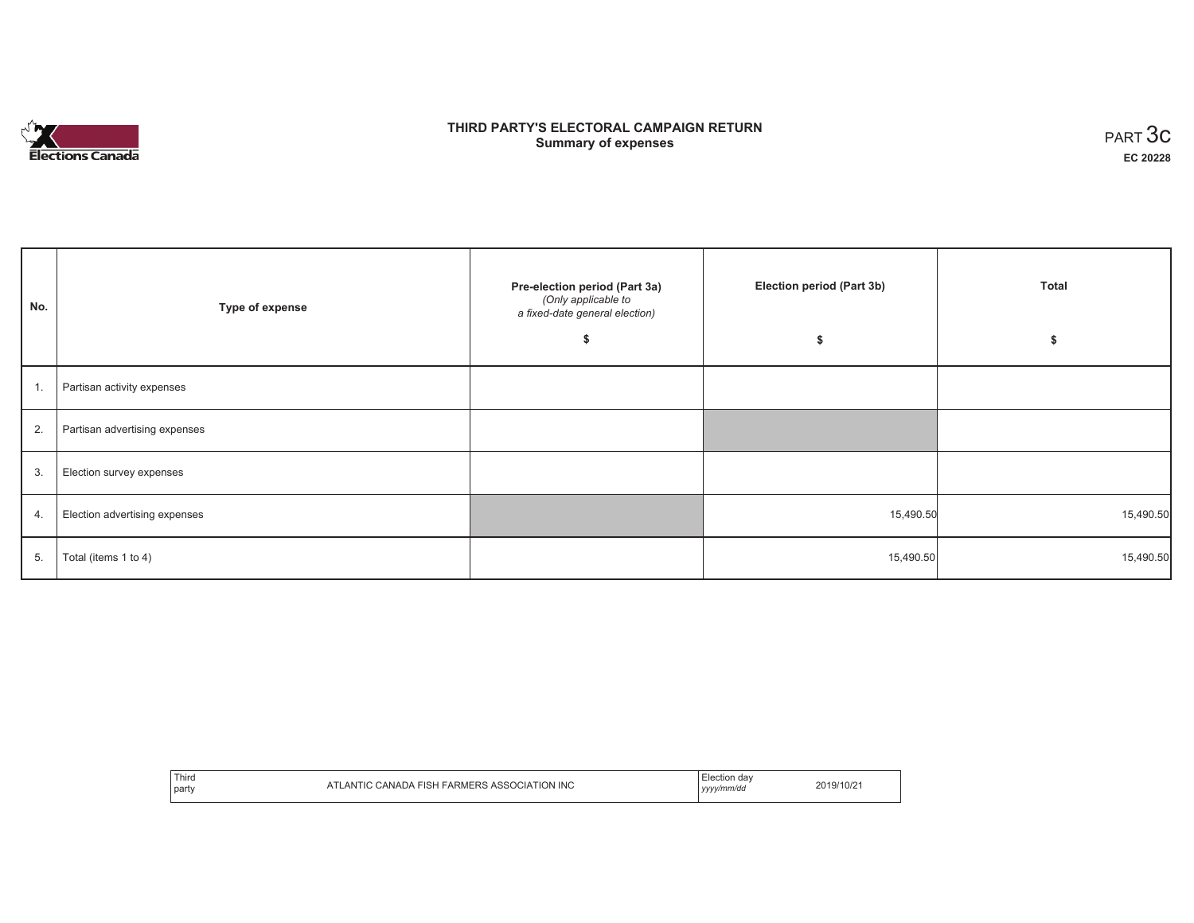# THIRD PARTY'S ELECTORAL CAMPAIGN RETURN
## Summary of expenses

PART 3c

**EC 20228**

| No. | Type of expense | Pre-election period (Part 3a) *(Only applicable to a fixed-date general election)* $ | Election period (Part 3b) $ | Total $ |
|---|---|---|---|---|
| 1. | Partisan activity expenses | | | |
| 2. | Partisan advertising expenses | | | |
| 3. | Election survey expenses | | | |
| 4. | Election advertising expenses | | 15,490.50 | 15,490.50 |
| 5. | Total (items 1 to 4) | | 15,490.50 | 15,490.50 |

| Third party | ATLANTIC CANADA FISH FARMERS ASSOCIATION INC | Election day *yyyy/mm/dd* | 2019/10/21 |
|---|---|---|---|